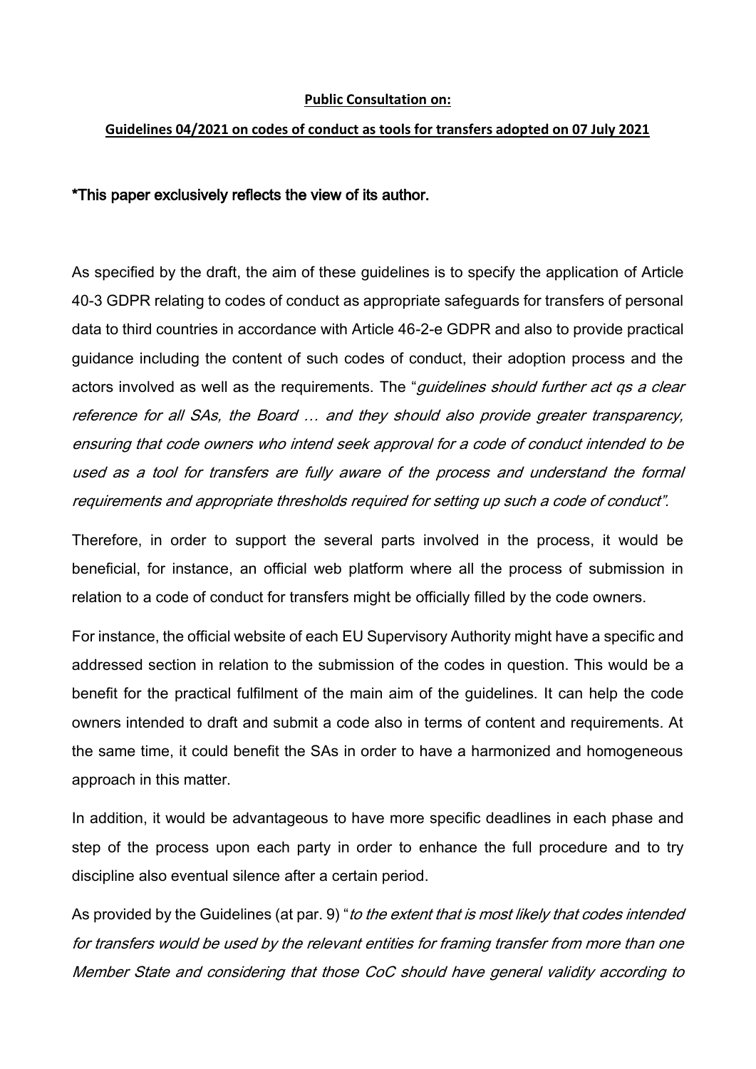**Public Consultation on:**

**Guidelines 04/2021 on codes of conduct as tools for transfers adopted on 07 July 2021**

**\*This paper exclusively reflects the view of its author.**

As specified by the draft, the aim of these guidelines is to specify the application of Article 40-3 GDPR relating to codes of conduct as appropriate safeguards for transfers of personal data to third countries in accordance with Article 46-2-e GDPR and also to provide practical guidance including the content of such codes of conduct, their adoption process and the actors involved as well as the requirements. The "*guidelines should further act qs a clear reference for all SAs, the Board … and they should also provide greater transparency, ensuring that code owners who intend seek approval for a code of conduct intended to be used as a tool for transfers are fully aware of the process and understand the formal requirements and appropriate thresholds required for setting up such a code of conduct".*

Therefore, in order to support the several parts involved in the process, it would be beneficial, for instance, an official web platform where all the process of submission in relation to a code of conduct for transfers might be officially filled by the code owners.

For instance, the official website of each EU Supervisory Authority might have a specific and addressed section in relation to the submission of the codes in question. This would be a benefit for the practical fulfilment of the main aim of the guidelines. It can help the code owners intended to draft and submit a code also in terms of content and requirements. At the same time, it could benefit the SAs in order to have a harmonized and homogeneous approach in this matter.

In addition, it would be advantageous to have more specific deadlines in each phase and step of the process upon each party in order to enhance the full procedure and to try discipline also eventual silence after a certain period.

As provided by the Guidelines (at par. 9) "*to the extent that is most likely that codes intended for transfers would be used by the relevant entities for framing transfer from more than one Member State and considering that those CoC should have general validity according to*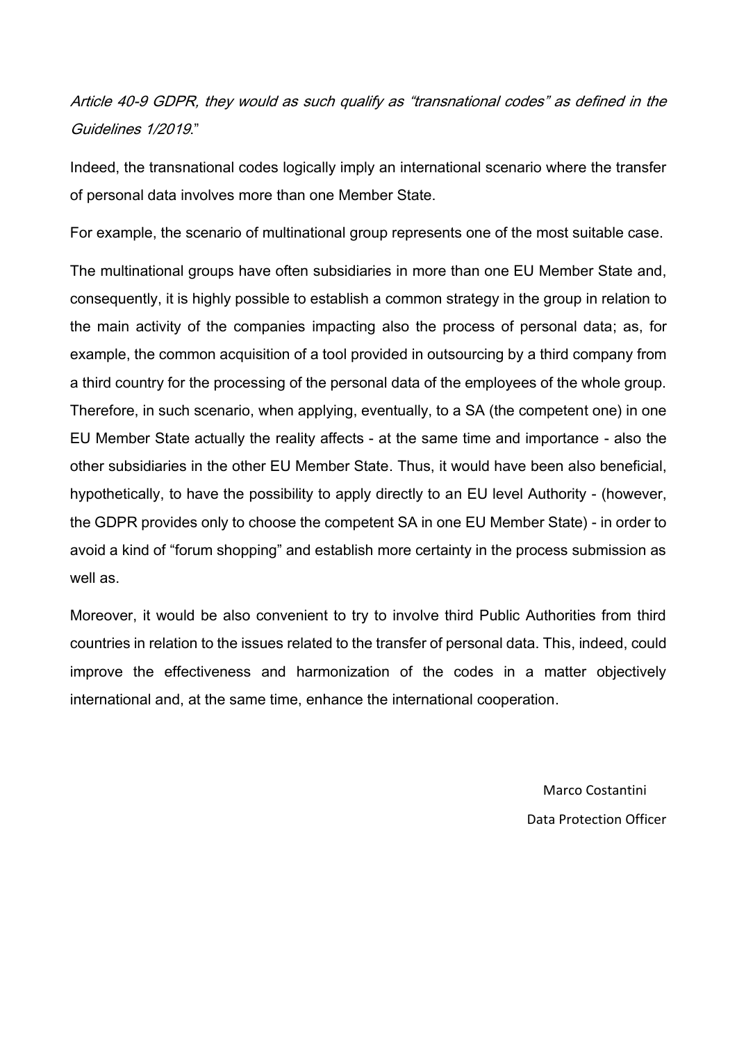*Article 40-9 GDPR, they would as such qualify as "transnational codes" as defined in the Guidelines 1/2019*."

Indeed, the transnational codes logically imply an international scenario where the transfer of personal data involves more than one Member State.

For example, the scenario of multinational group represents one of the most suitable case.

The multinational groups have often subsidiaries in more than one EU Member State and, consequently, it is highly possible to establish a common strategy in the group in relation to the main activity of the companies impacting also the process of personal data; as, for example, the common acquisition of a tool provided in outsourcing by a third company from a third country for the processing of the personal data of the employees of the whole group. Therefore, in such scenario, when applying, eventually, to a SA (the competent one) in one EU Member State actually the reality affects - at the same time and importance - also the other subsidiaries in the other EU Member State. Thus, it would have been also beneficial, hypothetically, to have the possibility to apply directly to an EU level Authority - (however, the GDPR provides only to choose the competent SA in one EU Member State) - in order to avoid a kind of "forum shopping" and establish more certainty in the process submission as well as.

Moreover, it would be also convenient to try to involve third Public Authorities from third countries in relation to the issues related to the transfer of personal data. This, indeed, could improve the effectiveness and harmonization of the codes in a matter objectively international and, at the same time, enhance the international cooperation.

Marco Costantini

Data Protection Officer